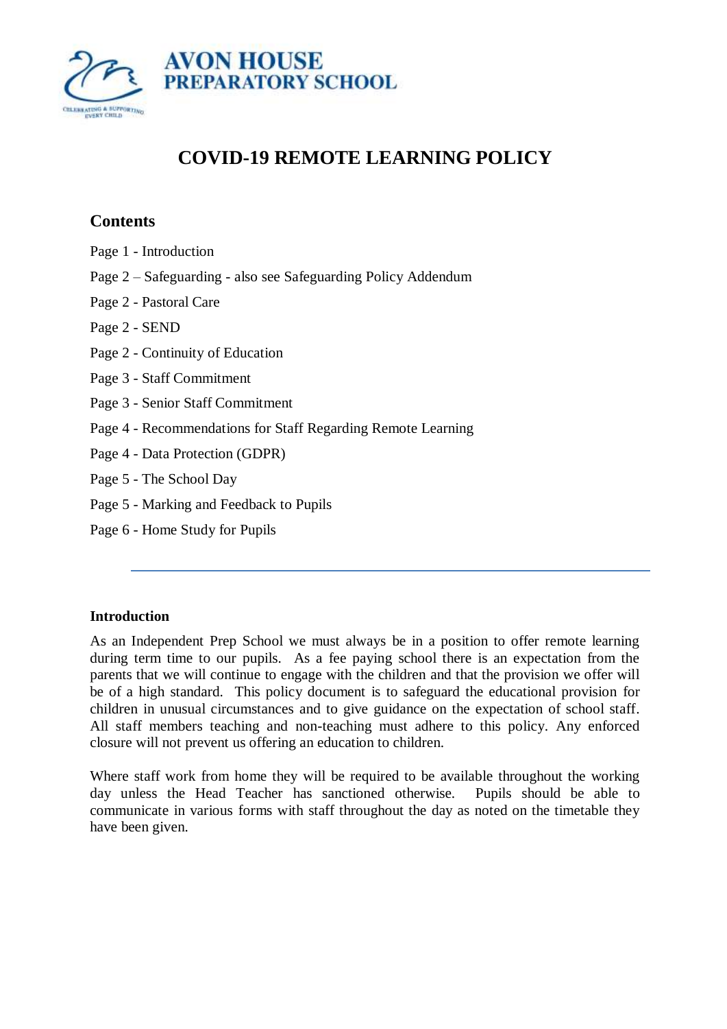AVON HOUSE
PREPARATORY SCHOOL

CELEBRATING & SUPPORTING EVERY CHILD

# COVID-19 REMOTE LEARNING POLICY

## Contents

Page 1 - Introduction

Page 2 – Safeguarding - also see Safeguarding Policy Addendum

Page 2 - Pastoral Care

Page 2 - SEND

Page 2 - Continuity of Education

Page 3 - Staff Commitment

Page 3 - Senior Staff Commitment

Page 4 - Recommendations for Staff Regarding Remote Learning

Page 4 - Data Protection (GDPR)

Page 5 - The School Day

Page 5 - Marking and Feedback to Pupils

Page 6 - Home Study for Pupils

---

### Introduction

As an Independent Prep School we must always be in a position to offer remote learning during term time to our pupils. As a fee paying school there is an expectation from the parents that we will continue to engage with the children and that the provision we offer will be of a high standard. This policy document is to safeguard the educational provision for children in unusual circumstances and to give guidance on the expectation of school staff. All staff members teaching and non-teaching must adhere to this policy. Any enforced closure will not prevent us offering an education to children.

Where staff work from home they will be required to be available throughout the working day unless the Head Teacher has sanctioned otherwise. Pupils should be able to communicate in various forms with staff throughout the day as noted on the timetable they have been given.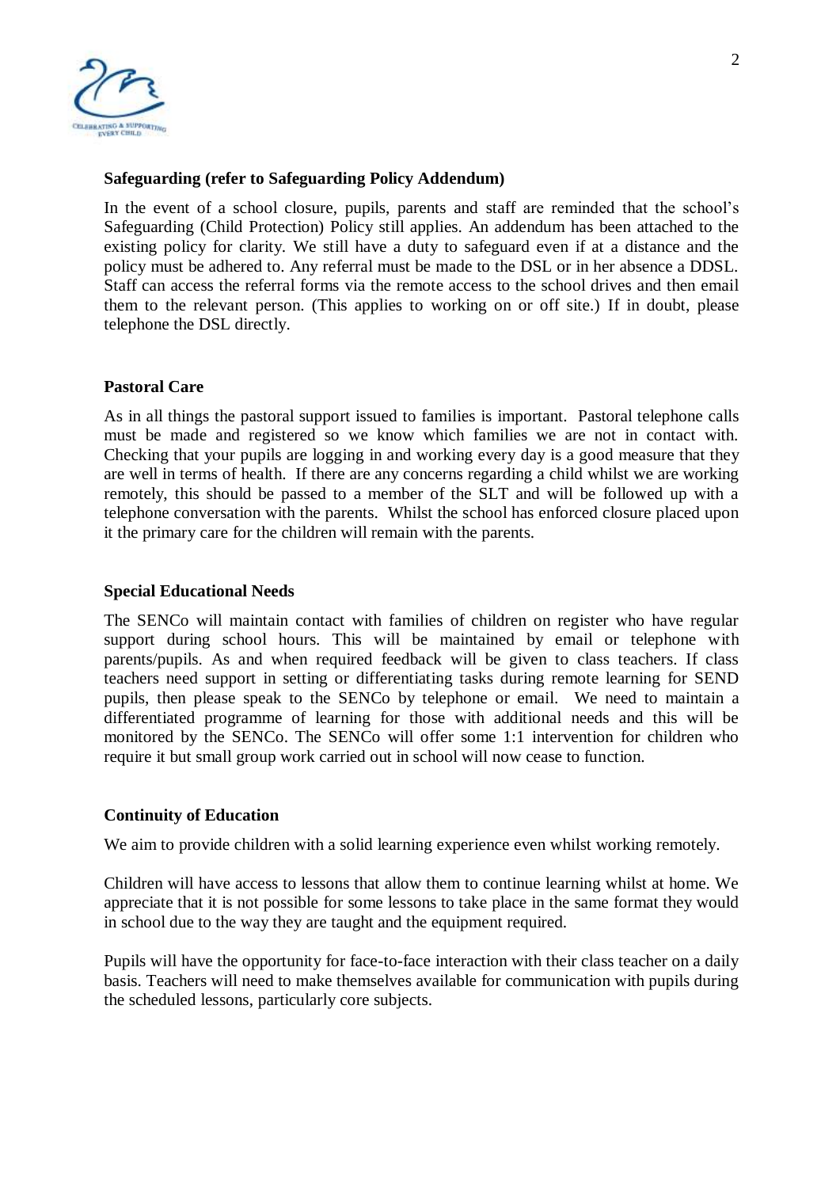**Safeguarding (refer to Safeguarding Policy Addendum)**

In the event of a school closure, pupils, parents and staff are reminded that the school's Safeguarding (Child Protection) Policy still applies. An addendum has been attached to the existing policy for clarity. We still have a duty to safeguard even if at a distance and the policy must be adhered to. Any referral must be made to the DSL or in her absence a DDSL. Staff can access the referral forms via the remote access to the school drives and then email them to the relevant person. (This applies to working on or off site.) If in doubt, please telephone the DSL directly.

**Pastoral Care**

As in all things the pastoral support issued to families is important. Pastoral telephone calls must be made and registered so we know which families we are not in contact with. Checking that your pupils are logging in and working every day is a good measure that they are well in terms of health. If there are any concerns regarding a child whilst we are working remotely, this should be passed to a member of the SLT and will be followed up with a telephone conversation with the parents. Whilst the school has enforced closure placed upon it the primary care for the children will remain with the parents.

**Special Educational Needs**

The SENCo will maintain contact with families of children on register who have regular support during school hours. This will be maintained by email or telephone with parents/pupils. As and when required feedback will be given to class teachers. If class teachers need support in setting or differentiating tasks during remote learning for SEND pupils, then please speak to the SENCo by telephone or email. We need to maintain a differentiated programme of learning for those with additional needs and this will be monitored by the SENCo. The SENCo will offer some 1:1 intervention for children who require it but small group work carried out in school will now cease to function.

**Continuity of Education**

We aim to provide children with a solid learning experience even whilst working remotely.

Children will have access to lessons that allow them to continue learning whilst at home. We appreciate that it is not possible for some lessons to take place in the same format they would in school due to the way they are taught and the equipment required.

Pupils will have the opportunity for face-to-face interaction with their class teacher on a daily basis. Teachers will need to make themselves available for communication with pupils during the scheduled lessons, particularly core subjects.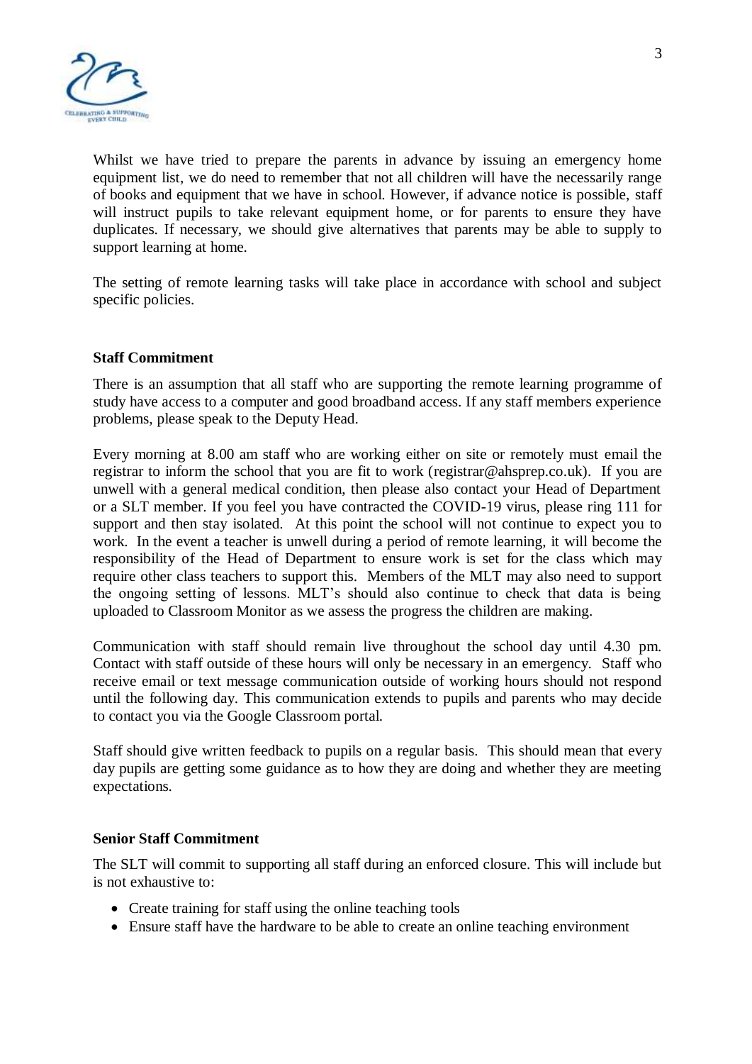Whilst we have tried to prepare the parents in advance by issuing an emergency home equipment list, we do need to remember that not all children will have the necessarily range of books and equipment that we have in school. However, if advance notice is possible, staff will instruct pupils to take relevant equipment home, or for parents to ensure they have duplicates. If necessary, we should give alternatives that parents may be able to supply to support learning at home.

The setting of remote learning tasks will take place in accordance with school and subject specific policies.

**Staff Commitment**

There is an assumption that all staff who are supporting the remote learning programme of study have access to a computer and good broadband access. If any staff members experience problems, please speak to the Deputy Head.

Every morning at 8.00 am staff who are working either on site or remotely must email the registrar to inform the school that you are fit to work (registrar@ahsprep.co.uk). If you are unwell with a general medical condition, then please also contact your Head of Department or a SLT member. If you feel you have contracted the COVID-19 virus, please ring 111 for support and then stay isolated. At this point the school will not continue to expect you to work. In the event a teacher is unwell during a period of remote learning, it will become the responsibility of the Head of Department to ensure work is set for the class which may require other class teachers to support this. Members of the MLT may also need to support the ongoing setting of lessons. MLT's should also continue to check that data is being uploaded to Classroom Monitor as we assess the progress the children are making.

Communication with staff should remain live throughout the school day until 4.30 pm. Contact with staff outside of these hours will only be necessary in an emergency. Staff who receive email or text message communication outside of working hours should not respond until the following day. This communication extends to pupils and parents who may decide to contact you via the Google Classroom portal.

Staff should give written feedback to pupils on a regular basis. This should mean that every day pupils are getting some guidance as to how they are doing and whether they are meeting expectations.

**Senior Staff Commitment**

The SLT will commit to supporting all staff during an enforced closure. This will include but is not exhaustive to:

- Create training for staff using the online teaching tools
- Ensure staff have the hardware to be able to create an online teaching environment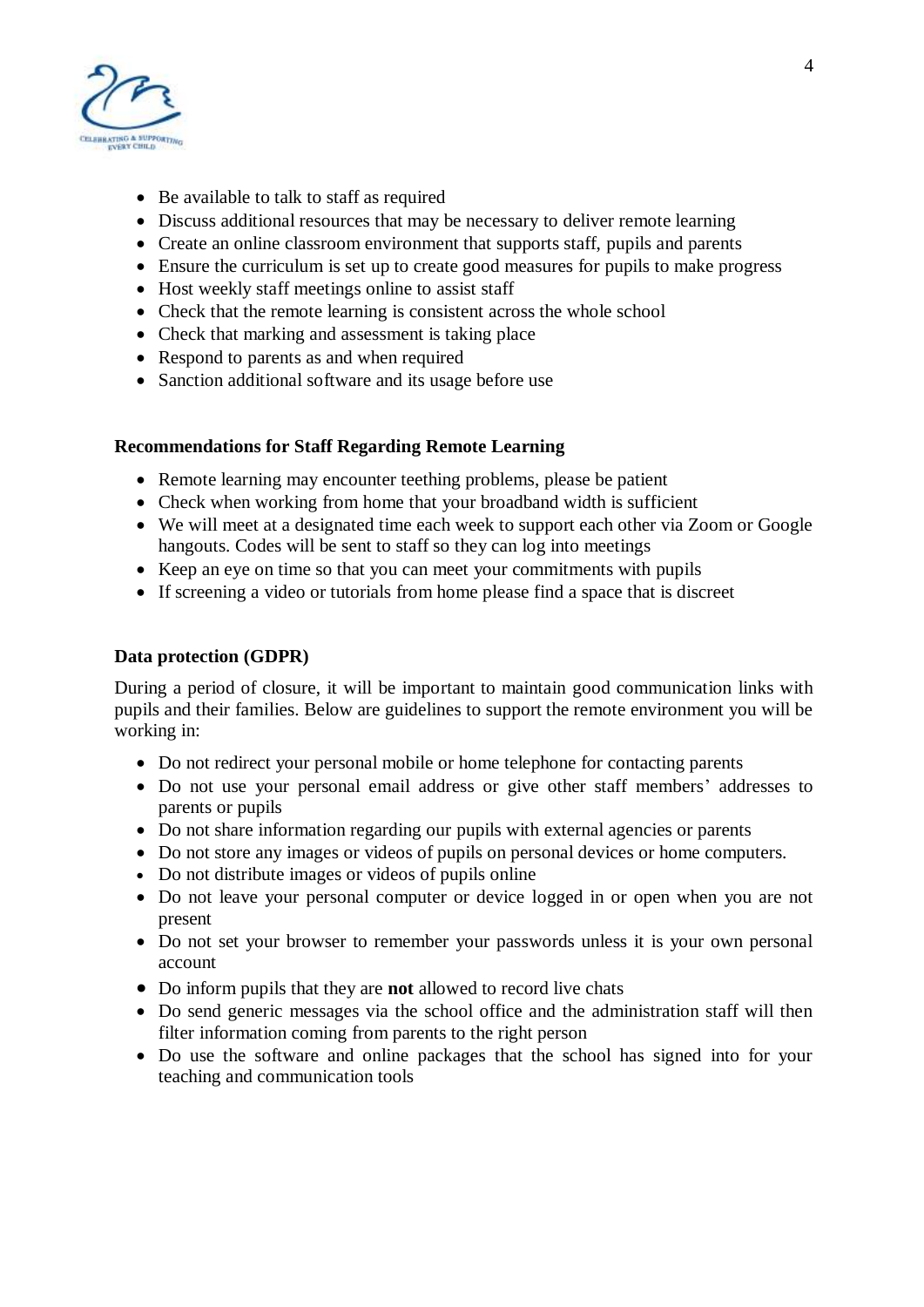- Be available to talk to staff as required
- Discuss additional resources that may be necessary to deliver remote learning
- Create an online classroom environment that supports staff, pupils and parents
- Ensure the curriculum is set up to create good measures for pupils to make progress
- Host weekly staff meetings online to assist staff
- Check that the remote learning is consistent across the whole school
- Check that marking and assessment is taking place
- Respond to parents as and when required
- Sanction additional software and its usage before use

**Recommendations for Staff Regarding Remote Learning**

- Remote learning may encounter teething problems, please be patient
- Check when working from home that your broadband width is sufficient
- We will meet at a designated time each week to support each other via Zoom or Google hangouts. Codes will be sent to staff so they can log into meetings
- Keep an eye on time so that you can meet your commitments with pupils
- If screening a video or tutorials from home please find a space that is discreet

**Data protection (GDPR)**

During a period of closure, it will be important to maintain good communication links with pupils and their families. Below are guidelines to support the remote environment you will be working in:

- Do not redirect your personal mobile or home telephone for contacting parents
- Do not use your personal email address or give other staff members' addresses to parents or pupils
- Do not share information regarding our pupils with external agencies or parents
- Do not store any images or videos of pupils on personal devices or home computers.
- Do not distribute images or videos of pupils online
- Do not leave your personal computer or device logged in or open when you are not present
- Do not set your browser to remember your passwords unless it is your own personal account
- Do inform pupils that they are **not** allowed to record live chats
- Do send generic messages via the school office and the administration staff will then filter information coming from parents to the right person
- Do use the software and online packages that the school has signed into for your teaching and communication tools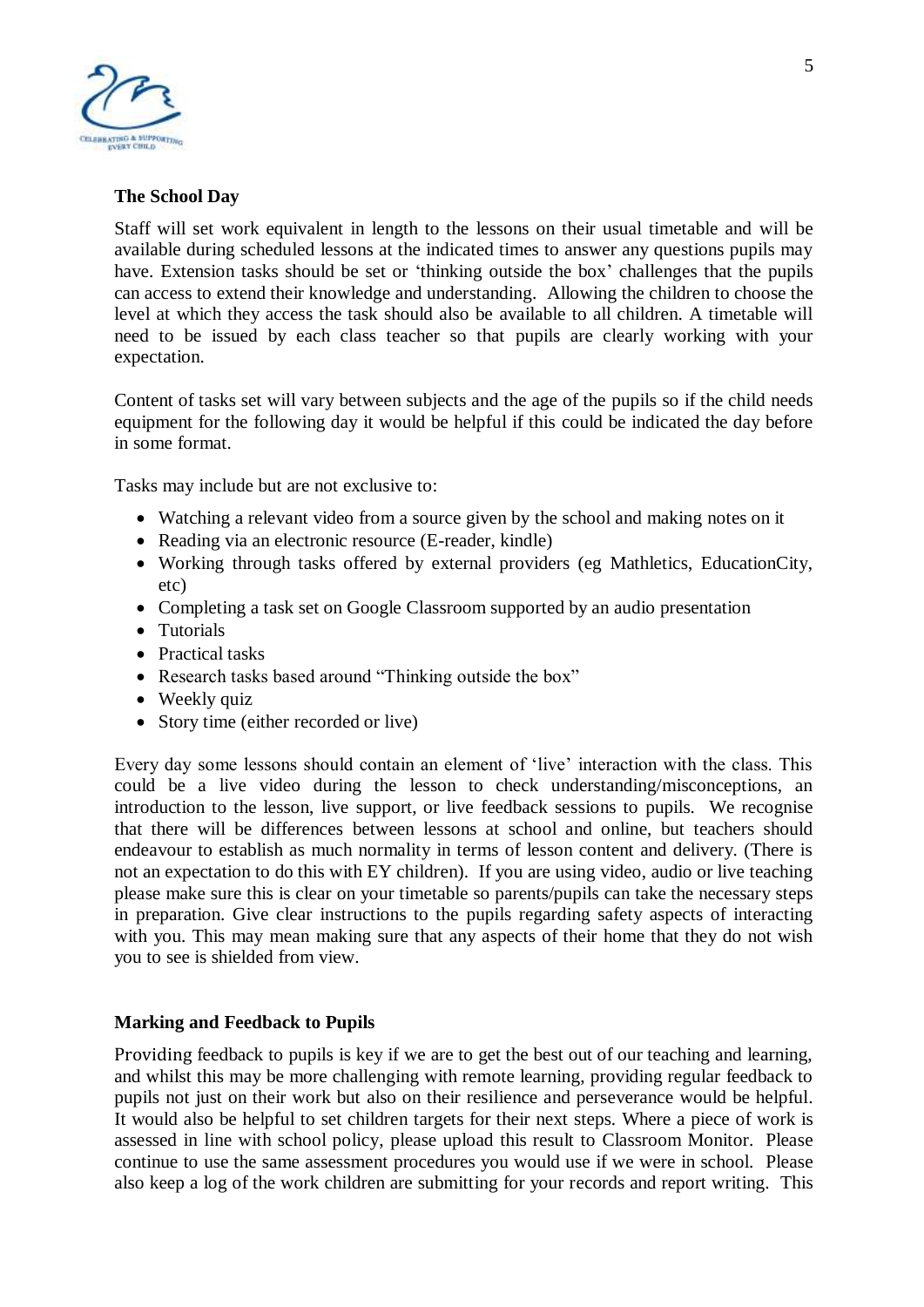**The School Day**

Staff will set work equivalent in length to the lessons on their usual timetable and will be available during scheduled lessons at the indicated times to answer any questions pupils may have. Extension tasks should be set or 'thinking outside the box' challenges that the pupils can access to extend their knowledge and understanding. Allowing the children to choose the level at which they access the task should also be available to all children. A timetable will need to be issued by each class teacher so that pupils are clearly working with your expectation.

Content of tasks set will vary between subjects and the age of the pupils so if the child needs equipment for the following day it would be helpful if this could be indicated the day before in some format.

Tasks may include but are not exclusive to:

- Watching a relevant video from a source given by the school and making notes on it
- Reading via an electronic resource (E-reader, kindle)
- Working through tasks offered by external providers (eg Mathletics, EducationCity, etc)
- Completing a task set on Google Classroom supported by an audio presentation
- Tutorials
- Practical tasks
- Research tasks based around "Thinking outside the box"
- Weekly quiz
- Story time (either recorded or live)

Every day some lessons should contain an element of 'live' interaction with the class. This could be a live video during the lesson to check understanding/misconceptions, an introduction to the lesson, live support, or live feedback sessions to pupils. We recognise that there will be differences between lessons at school and online, but teachers should endeavour to establish as much normality in terms of lesson content and delivery. (There is not an expectation to do this with EY children). If you are using video, audio or live teaching please make sure this is clear on your timetable so parents/pupils can take the necessary steps in preparation. Give clear instructions to the pupils regarding safety aspects of interacting with you. This may mean making sure that any aspects of their home that they do not wish you to see is shielded from view.

**Marking and Feedback to Pupils**

Providing feedback to pupils is key if we are to get the best out of our teaching and learning, and whilst this may be more challenging with remote learning, providing regular feedback to pupils not just on their work but also on their resilience and perseverance would be helpful. It would also be helpful to set children targets for their next steps. Where a piece of work is assessed in line with school policy, please upload this result to Classroom Monitor. Please continue to use the same assessment procedures you would use if we were in school. Please also keep a log of the work children are submitting for your records and report writing. This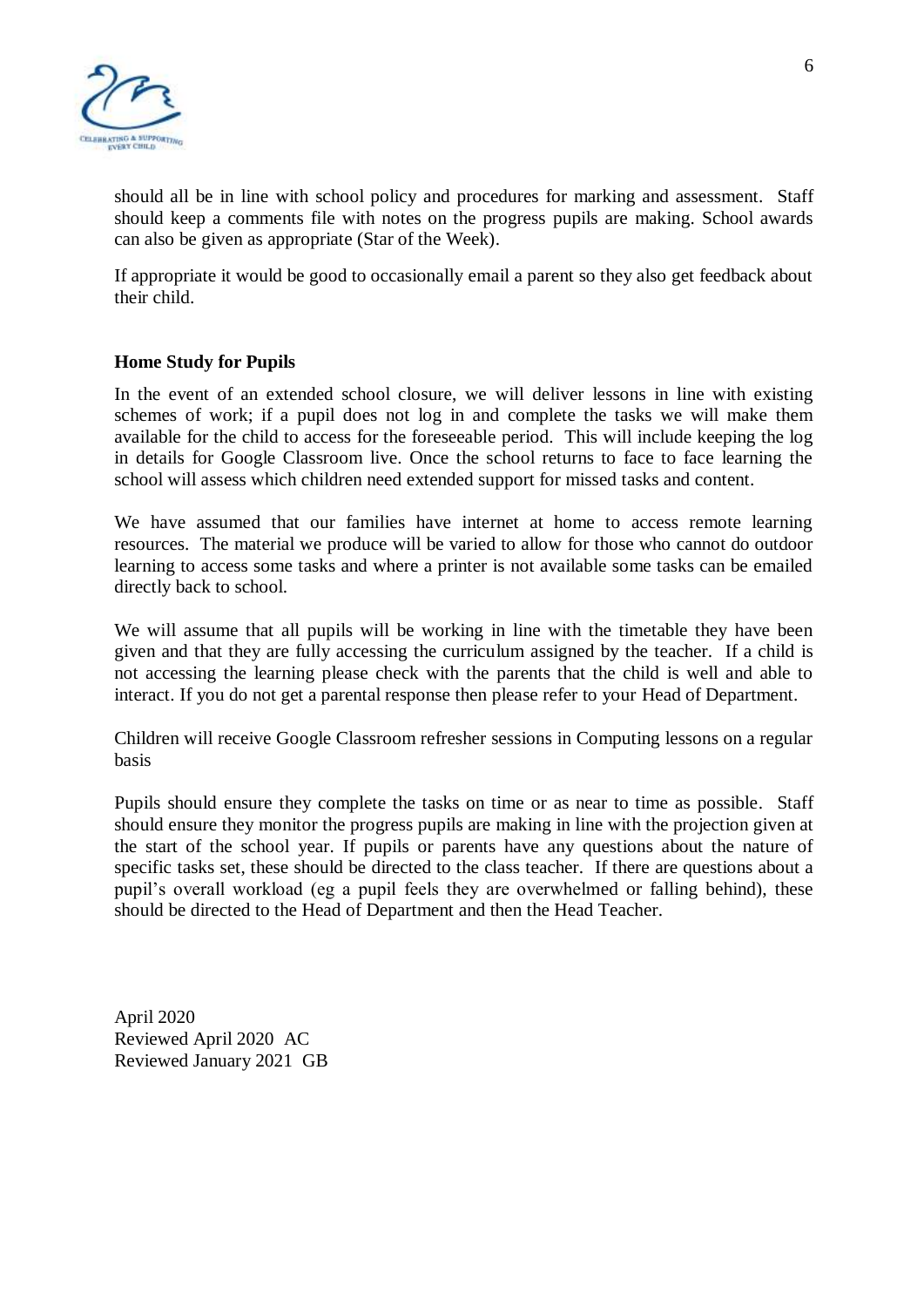should all be in line with school policy and procedures for marking and assessment. Staff should keep a comments file with notes on the progress pupils are making. School awards can also be given as appropriate (Star of the Week).

If appropriate it would be good to occasionally email a parent so they also get feedback about their child.

**Home Study for Pupils**

In the event of an extended school closure, we will deliver lessons in line with existing schemes of work; if a pupil does not log in and complete the tasks we will make them available for the child to access for the foreseeable period. This will include keeping the log in details for Google Classroom live. Once the school returns to face to face learning the school will assess which children need extended support for missed tasks and content.

We have assumed that our families have internet at home to access remote learning resources. The material we produce will be varied to allow for those who cannot do outdoor learning to access some tasks and where a printer is not available some tasks can be emailed directly back to school.

We will assume that all pupils will be working in line with the timetable they have been given and that they are fully accessing the curriculum assigned by the teacher. If a child is not accessing the learning please check with the parents that the child is well and able to interact. If you do not get a parental response then please refer to your Head of Department.

Children will receive Google Classroom refresher sessions in Computing lessons on a regular basis

Pupils should ensure they complete the tasks on time or as near to time as possible. Staff should ensure they monitor the progress pupils are making in line with the projection given at the start of the school year. If pupils or parents have any questions about the nature of specific tasks set, these should be directed to the class teacher. If there are questions about a pupil's overall workload (eg a pupil feels they are overwhelmed or falling behind), these should be directed to the Head of Department and then the Head Teacher.

April 2020
Reviewed April 2020 AC
Reviewed January 2021 GB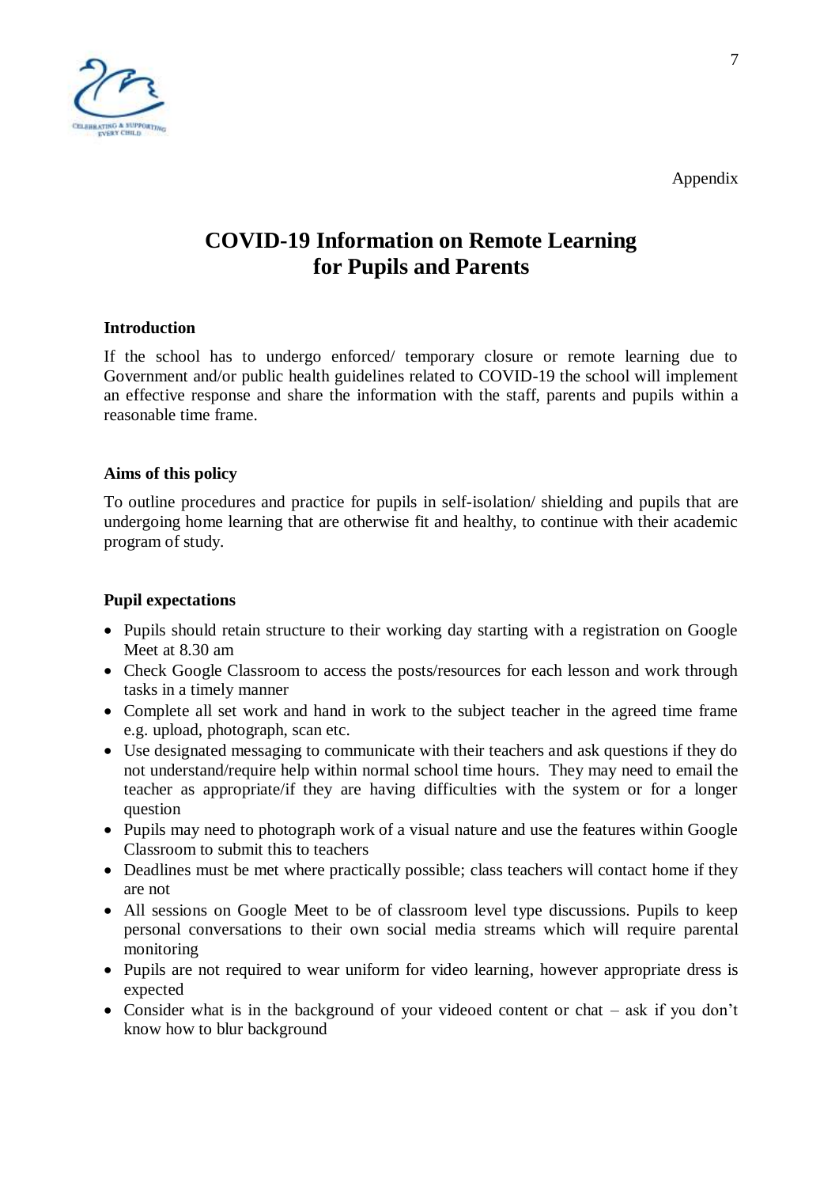Appendix

# COVID-19 Information on Remote Learning for Pupils and Parents

**Introduction**

If the school has to undergo enforced/ temporary closure or remote learning due to Government and/or public health guidelines related to COVID-19 the school will implement an effective response and share the information with the staff, parents and pupils within a reasonable time frame.

**Aims of this policy**

To outline procedures and practice for pupils in self-isolation/ shielding and pupils that are undergoing home learning that are otherwise fit and healthy, to continue with their academic program of study.

**Pupil expectations**

- Pupils should retain structure to their working day starting with a registration on Google Meet at 8.30 am
- Check Google Classroom to access the posts/resources for each lesson and work through tasks in a timely manner
- Complete all set work and hand in work to the subject teacher in the agreed time frame e.g. upload, photograph, scan etc.
- Use designated messaging to communicate with their teachers and ask questions if they do not understand/require help within normal school time hours. They may need to email the teacher as appropriate/if they are having difficulties with the system or for a longer question
- Pupils may need to photograph work of a visual nature and use the features within Google Classroom to submit this to teachers
- Deadlines must be met where practically possible; class teachers will contact home if they are not
- All sessions on Google Meet to be of classroom level type discussions. Pupils to keep personal conversations to their own social media streams which will require parental monitoring
- Pupils are not required to wear uniform for video learning, however appropriate dress is expected
- Consider what is in the background of your videoed content or chat – ask if you don't know how to blur background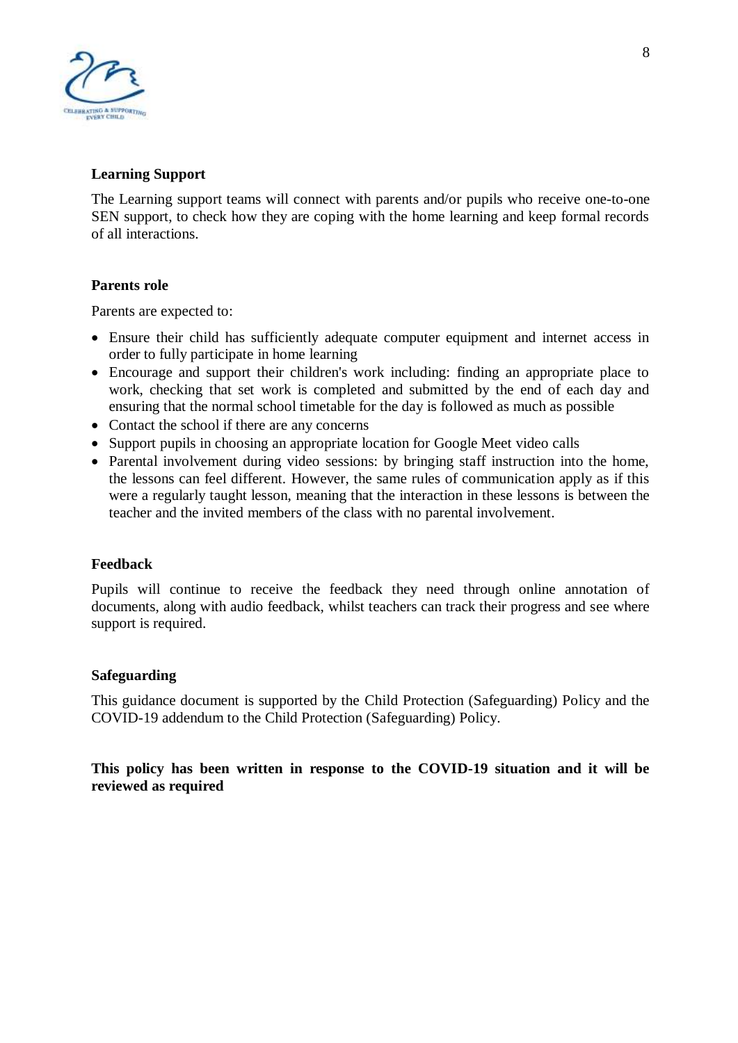**Learning Support**

The Learning support teams will connect with parents and/or pupils who receive one-to-one SEN support, to check how they are coping with the home learning and keep formal records of all interactions.

**Parents role**

Parents are expected to:

- Ensure their child has sufficiently adequate computer equipment and internet access in order to fully participate in home learning
- Encourage and support their children's work including: finding an appropriate place to work, checking that set work is completed and submitted by the end of each day and ensuring that the normal school timetable for the day is followed as much as possible
- Contact the school if there are any concerns
- Support pupils in choosing an appropriate location for Google Meet video calls
- Parental involvement during video sessions: by bringing staff instruction into the home, the lessons can feel different. However, the same rules of communication apply as if this were a regularly taught lesson, meaning that the interaction in these lessons is between the teacher and the invited members of the class with no parental involvement.

**Feedback**

Pupils will continue to receive the feedback they need through online annotation of documents, along with audio feedback, whilst teachers can track their progress and see where support is required.

**Safeguarding**

This guidance document is supported by the Child Protection (Safeguarding) Policy and the COVID-19 addendum to the Child Protection (Safeguarding) Policy.

**This policy has been written in response to the COVID-19 situation and it will be reviewed as required**